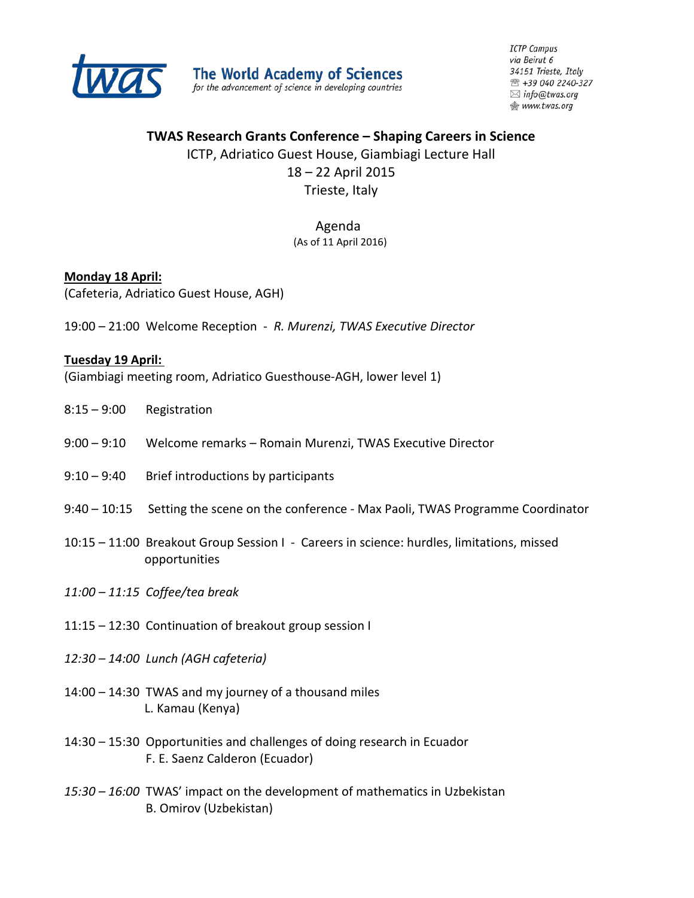**The World Academy of Sciences**
*for the advancement of science in developing countries*

*ICTP Campus*
*via Beirut 6*
*34151 Trieste, Italy*
*+39 040 2240-327*
*info@twas.org*
*www.twas.org*

# TWAS Research Grants Conference – Shaping Careers in Science

ICTP, Adriatico Guest House, Giambiagi Lecture Hall
18 – 22 April 2015
Trieste, Italy

Agenda
(As of 11 April 2016)

**Monday 18 April:**
(Cafeteria, Adriatico Guest House, AGH)

19:00 – 21:00 Welcome Reception - *R. Murenzi, TWAS Executive Director*

**Tuesday 19 April:**
(Giambiagi meeting room, Adriatico Guesthouse-AGH, lower level 1)

8:15 – 9:00 Registration

9:00 – 9:10 Welcome remarks – Romain Murenzi, TWAS Executive Director

9:10 – 9:40 Brief introductions by participants

9:40 – 10:15 Setting the scene on the conference - Max Paoli, TWAS Programme Coordinator

10:15 – 11:00 Breakout Group Session I - Careers in science: hurdles, limitations, missed opportunities

*11:00 – 11:15 Coffee/tea break*

11:15 – 12:30 Continuation of breakout group session I

*12:30 – 14:00 Lunch (AGH cafeteria)*

14:00 – 14:30 TWAS and my journey of a thousand miles
L. Kamau (Kenya)

14:30 – 15:30 Opportunities and challenges of doing research in Ecuador
F. E. Saenz Calderon (Ecuador)

*15:30 – 16:00* TWAS' impact on the development of mathematics in Uzbekistan
B. Omirov (Uzbekistan)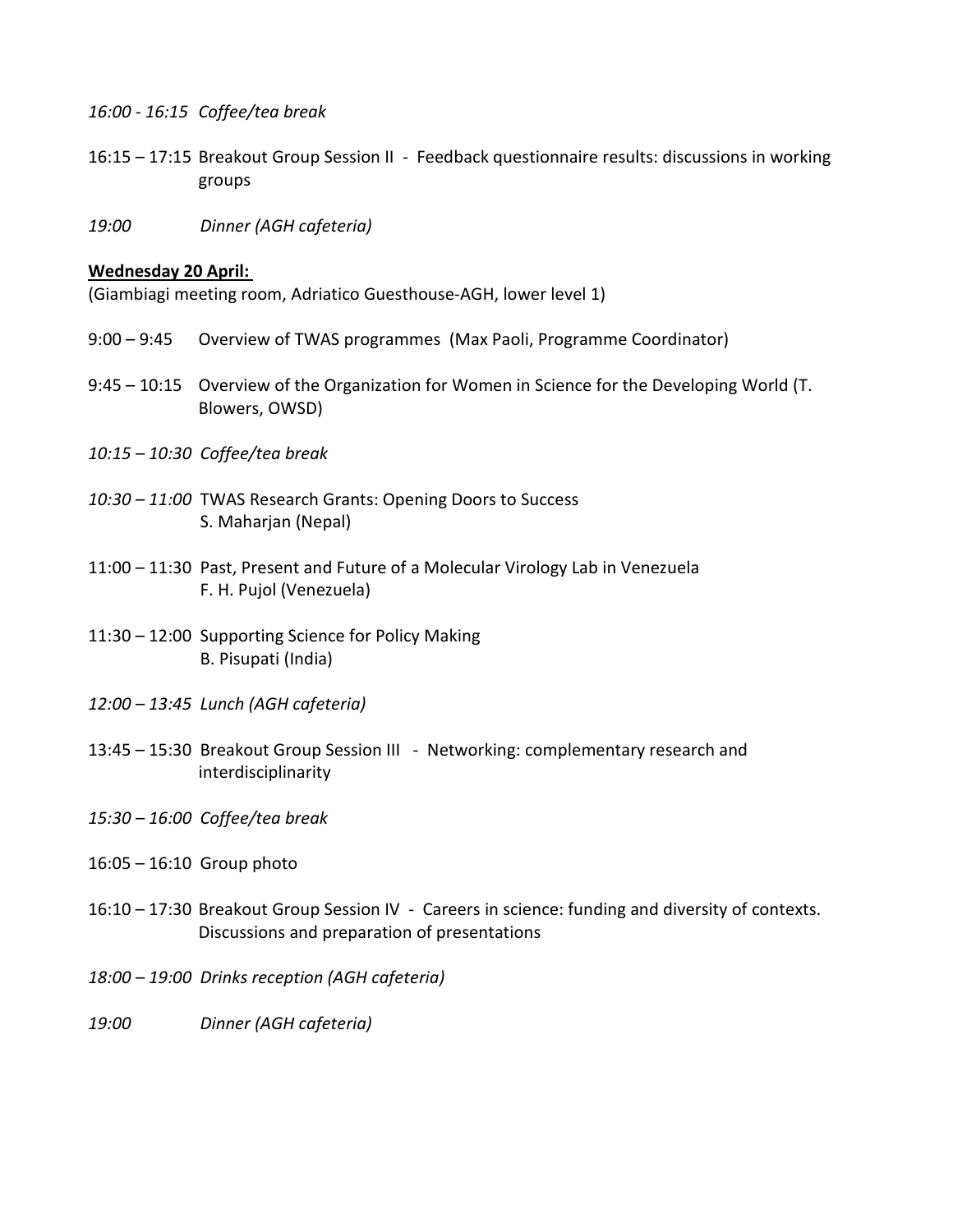*16:00 - 16:15 Coffee/tea break*

16:15 – 17:15 Breakout Group Session II - Feedback questionnaire results: discussions in working groups

*19:00 Dinner (AGH cafeteria)*

**Wednesday 20 April:**

(Giambiagi meeting room, Adriatico Guesthouse-AGH, lower level 1)

9:00 – 9:45 Overview of TWAS programmes (Max Paoli, Programme Coordinator)

9:45 – 10:15 Overview of the Organization for Women in Science for the Developing World (T. Blowers, OWSD)

*10:15 – 10:30 Coffee/tea break*

*10:30 – 11:00* TWAS Research Grants: Opening Doors to Success
S. Maharjan (Nepal)

11:00 – 11:30 Past, Present and Future of a Molecular Virology Lab in Venezuela
F. H. Pujol (Venezuela)

11:30 – 12:00 Supporting Science for Policy Making
B. Pisupati (India)

*12:00 – 13:45 Lunch (AGH cafeteria)*

13:45 – 15:30 Breakout Group Session III - Networking: complementary research and interdisciplinarity

*15:30 – 16:00 Coffee/tea break*

16:05 – 16:10 Group photo

16:10 – 17:30 Breakout Group Session IV - Careers in science: funding and diversity of contexts. Discussions and preparation of presentations

*18:00 – 19:00 Drinks reception (AGH cafeteria)*

*19:00 Dinner (AGH cafeteria)*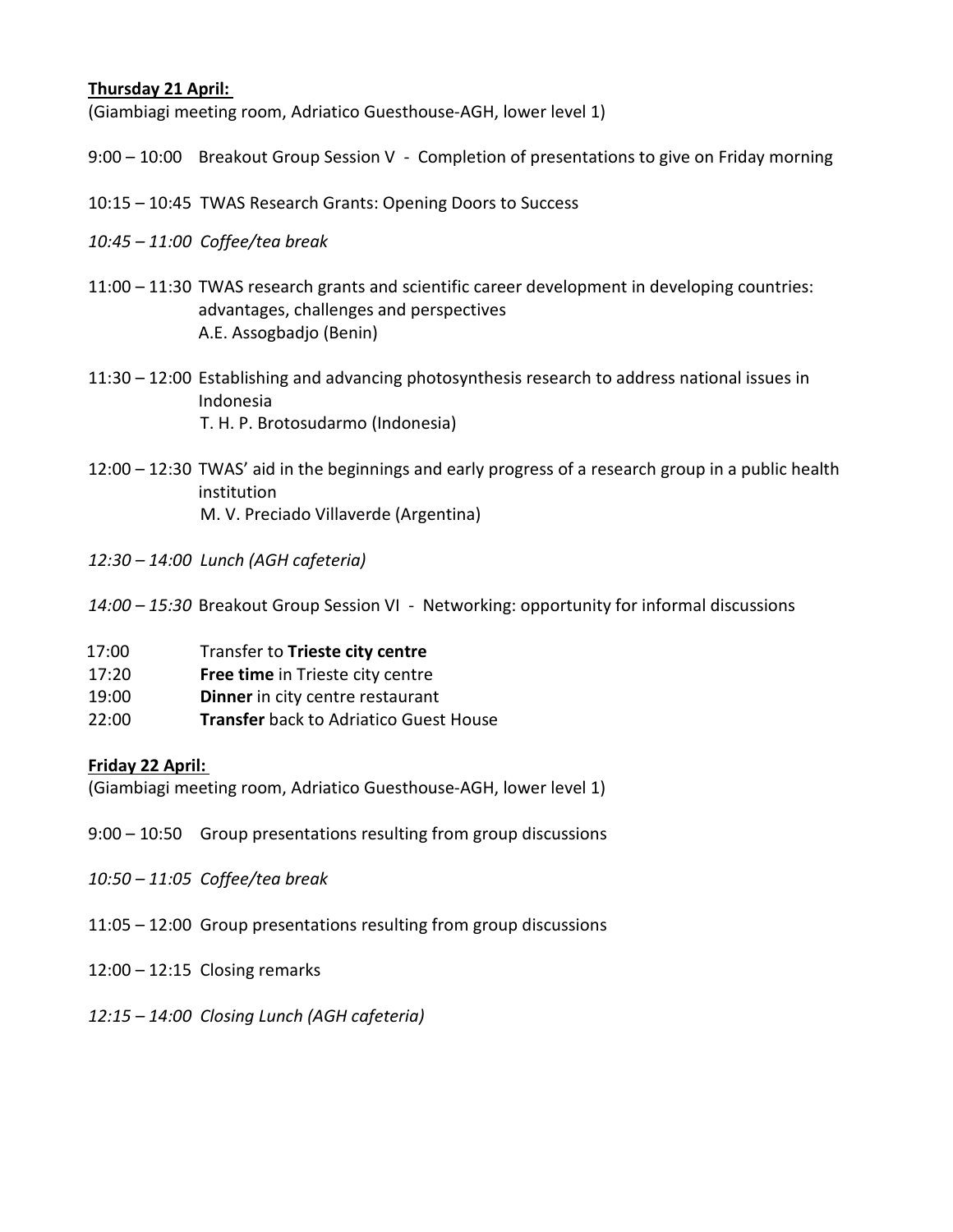**Thursday 21 April:**

(Giambiagi meeting room, Adriatico Guesthouse-AGH, lower level 1)

9:00 – 10:00 Breakout Group Session V - Completion of presentations to give on Friday morning

10:15 – 10:45 TWAS Research Grants: Opening Doors to Success

*10:45 – 11:00 Coffee/tea break*

11:00 – 11:30 TWAS research grants and scientific career development in developing countries: advantages, challenges and perspectives
A.E. Assogbadjo (Benin)

11:30 – 12:00 Establishing and advancing photosynthesis research to address national issues in Indonesia
T. H. P. Brotosudarmo (Indonesia)

12:00 – 12:30 TWAS' aid in the beginnings and early progress of a research group in a public health institution
M. V. Preciado Villaverde (Argentina)

*12:30 – 14:00 Lunch (AGH cafeteria)*

*14:00 – 15:30* Breakout Group Session VI - Networking: opportunity for informal discussions

17:00 Transfer to **Trieste city centre**
17:20 **Free time** in Trieste city centre
19:00 **Dinner** in city centre restaurant
22:00 **Transfer** back to Adriatico Guest House

**Friday 22 April:**

(Giambiagi meeting room, Adriatico Guesthouse-AGH, lower level 1)

9:00 – 10:50 Group presentations resulting from group discussions

*10:50 – 11:05 Coffee/tea break*

11:05 – 12:00 Group presentations resulting from group discussions

12:00 – 12:15 Closing remarks

*12:15 – 14:00 Closing Lunch (AGH cafeteria)*